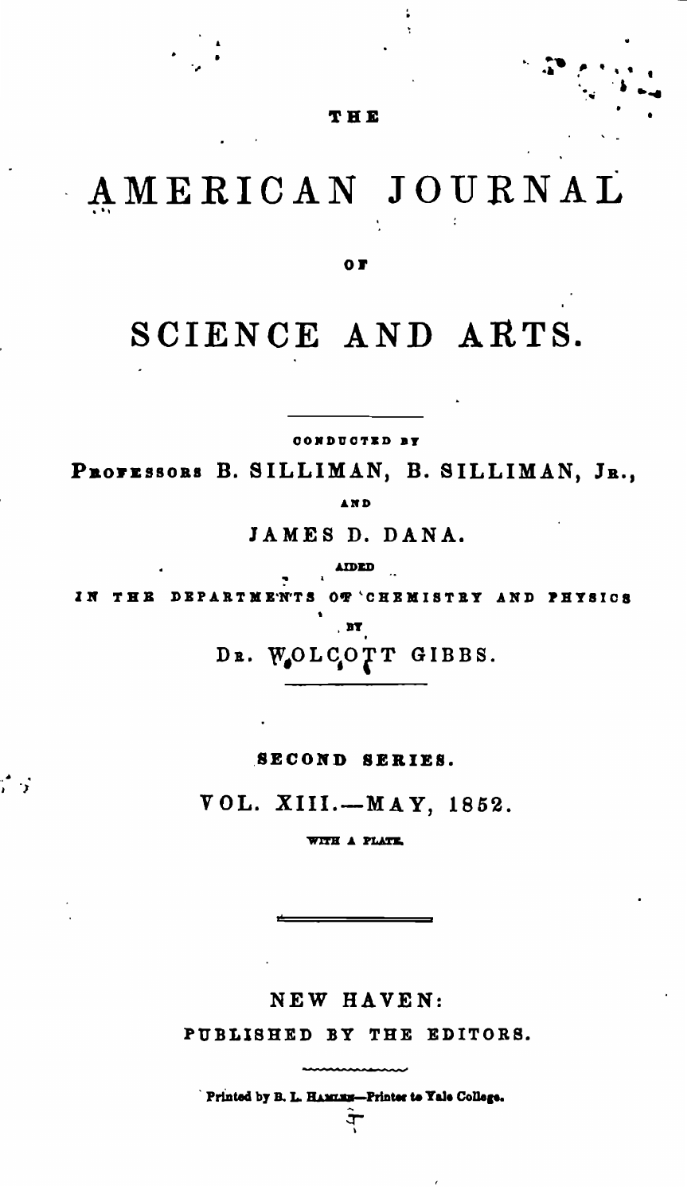# THE AMERICAN JOURNAL OF SCIENCE AND ARTS.

CONDUCTED BY

PROFESSORS B. SILLIMAN, B. SILLIMAN, JR.,

AND

JAMES D. DANA.

AIDED

IN THE DEPARTMENTS OF CHEMISTRY AND PHYSICS

BY

DR. WOLCOTT GIBBS.

---

SECOND SERIES.

VOL. XIII.—MAY, 1852.

WITH A PLATE.

---

NEW HAVEN:

PUBLISHED BY THE EDITORS.

Printed by B. L. HAMLEN—Printer to Yale College.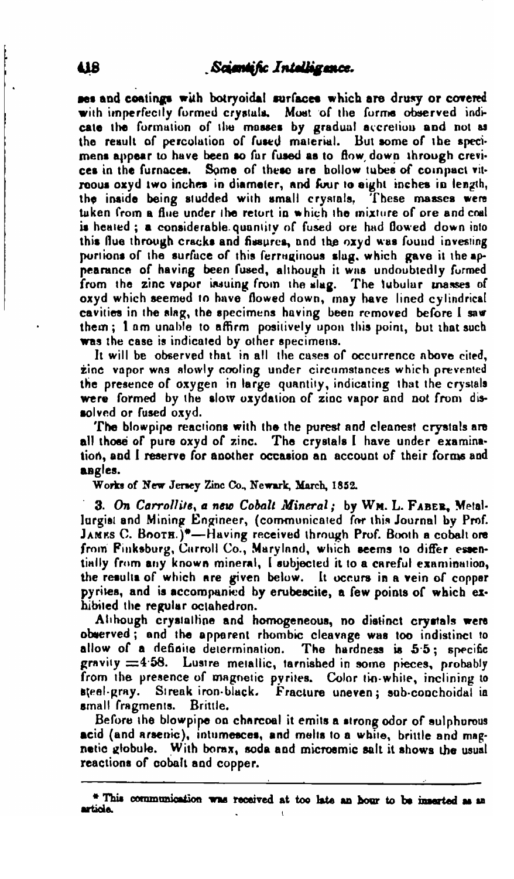ses and coatings with botryoidal surfaces which are drusy or covered with imperfectly formed crystals. Most of the forms observed indicate the formation of the masses by gradual accretion and not as the result of percolation of fused material. But some of the specimens appear to have been so far fused as to flow down through crevices in the furnaces. Some of these are hollow tubes of compact vitreous oxyd two inches in diameter, and four to eight inches in length, the inside being studded with small crystals. These masses were taken from a flue under the retort in which the mixture of ore and coal is heated; a considerable quantity of fused ore had flowed down into this flue through cracks and fissures, and the oxyd was found investing portions of the surface of this ferruginous slag, which gave it the appearance of having been fused, although it was undoubtedly formed from the zinc vapor issuing from the slag. The tubular masses of oxyd which seemed to have flowed down, may have lined cylindrical cavities in the slag, the specimens having been removed before I saw them; I am unable to affirm positively upon this point, but that such was the case is indicated by other specimens.

It will be observed that in all the cases of occurrence above cited, zinc vapor was slowly cooling under circumstances which prevented the presence of oxygen in large quantity, indicating that the crystals were formed by the slow oxydation of zinc vapor and not from dissolved or fused oxyd.

The blowpipe reactions with the the purest and cleanest crystals are all those of pure oxyd of zinc. The crystals I have under examination, and I reserve for another occasion an account of their forms and angles.

Works of New Jersey Zinc Co., Newark, March, 1852.

3. *On Carrollite, a new Cobalt Mineral*; by Wm. L. Faber, Metallurgist and Mining Engineer, (communicated for this Journal by Prof. James C. Booth.)*—Having received through Prof. Booth a cobalt ore from Finksburg, Carroll Co., Maryland, which seems to differ essentially from any known mineral, I subjected it to a careful examination, the results of which are given below. It occurs in a vein of copper pyrites, and is accompanied by erubescite, a few points of which exhibited the regular octahedron.

Although crystalline and homogeneous, no distinct crystals were observed; and the apparent rhombic cleavage was too indistinct to allow of a definite determination. The hardness is 5·5; specific gravity =4·58. Lustre metallic, tarnished in some pieces, probably from the presence of magnetic pyrites. Color tin-white, inclining to steel-gray. Streak iron-black. Fracture uneven; sub-conchoidal in small fragments. Brittle.

Before the blowpipe on charcoal it emits a strong odor of sulphurous acid (and arsenic), intumesces, and melts to a white, brittle and magnetic globule. With borax, soda and microsmic salt it shows the usual reactions of cobalt and copper.

---

* This communication was received at too late an hour to be inserted as an article.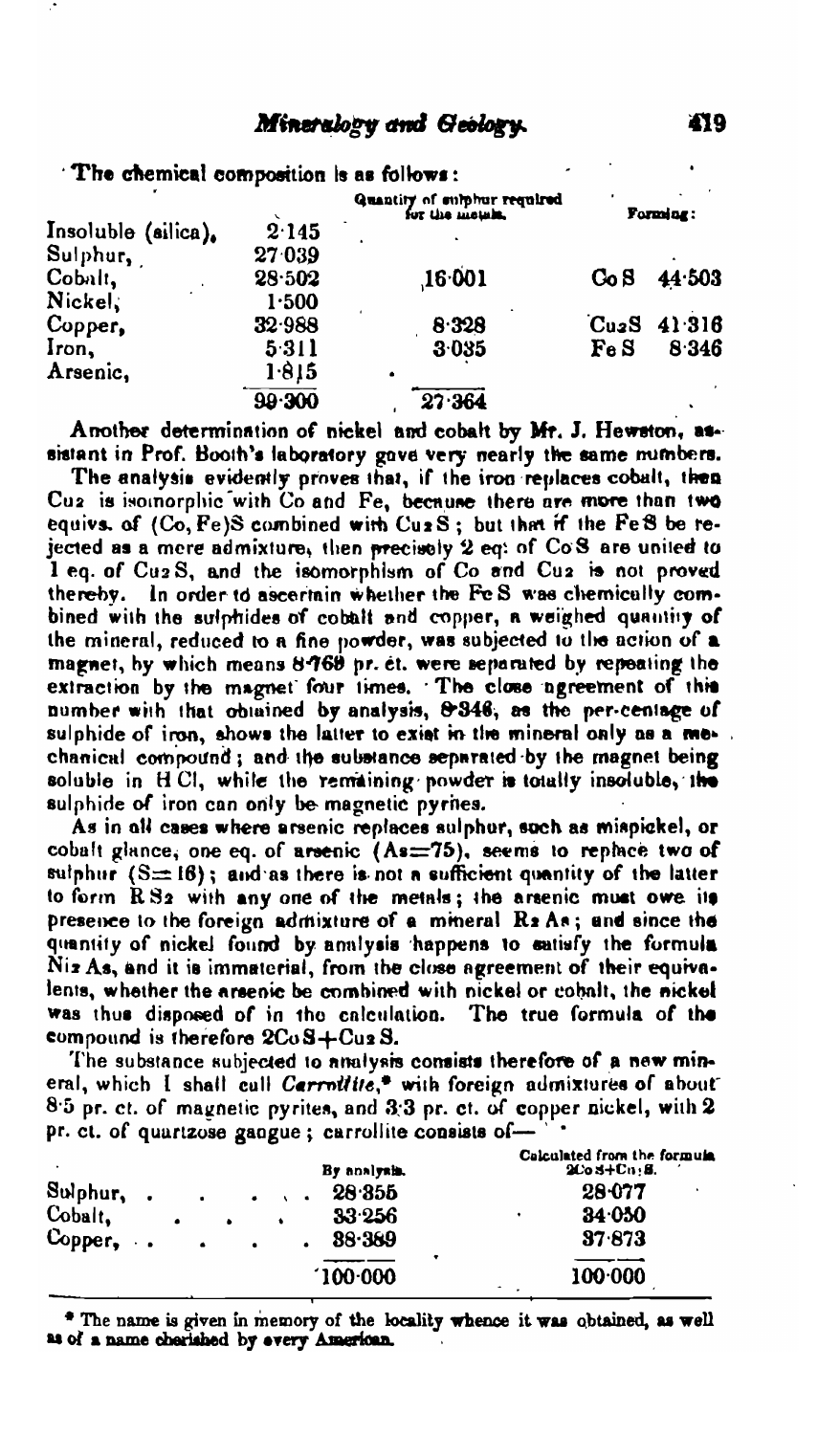The chemical composition is as follows:

| | | Quantity of sulphur required for the metals. | Forming: | |
|---|---|---|---|---|
| Insoluble (silica), | 2·145 | | | |
| Sulphur, | 27·039 | | | |
| Cobalt, | 28·502 | 16·001 | Co S | 44·503 |
| Nickel, | 1·500 | | | |
| Copper, | 32·988 | 8·328 | $Cu_2S$ | 41·316 |
| Iron, | 5·311 | 3·035 | Fe S | 8·346 |
| Arsenic, | 1·815 | | | |
| | 99·300 | 27·364 | | |

Another determination of nickel and cobalt by Mr. J. Hewston, assistant in Prof. Booth's laboratory gave very nearly the same numbers.

The analysis evidently proves that, if the iron replaces cobalt, then $Cu_2$ is isomorphic with Co and Fe, because there are more than two equivs. of (Co, Fe)S combined with $Cu_2S$; but that if the Fe S be rejected as a mere admixture, then precisely 2 eq: of Co S are united to 1 eq. of $Cu_2S$, and the isomorphism of Co and $Cu_2$ is not proved thereby. In order to ascertain whether the Fe S was chemically combined with the sulphides of cobalt and copper, a weighed quantity of the mineral, reduced to a fine powder, was subjected to the action of a magnet, by which means 8·769 pr. ct. were separated by repeating the extraction by the magnet four times. The close agreement of this number with that obtained by analysis, 8·346, as the per-centage of sulphide of iron, shows the latter to exist in the mineral only as a mechanical compound; and the substance separated by the magnet being soluble in H Cl, while the remaining powder is totally insoluble, the sulphide of iron can only be magnetic pyrites.

As in all cases where arsenic replaces sulphur, such as mispickel, or cobalt glance, one eq. of arsenic (As=75), seems to replace two of sulphur (S=16); and as there is not a sufficient quantity of the latter to form $RS_2$ with any one of the metals; the arsenic must owe its presence to the foreign admixture of a mineral $R_2As$; and since the quantity of nickel found by analysis happens to satisfy the formula $Ni_2As$, and it is immaterial, from the close agreement of their equivalents, whether the arsenic be combined with nickel or cobalt, the nickel was thus disposed of in the calculation. The true formula of the compound is therefore $2CoS+Cu_2S$.

The substance subjected to analysis consists therefore of a new mineral, which I shall call *Carrollite*,* with foreign admixtures of about 8·5 pr. ct. of magnetic pyrites, and 3·3 pr. ct. of copper nickel, with 2 pr. ct. of quartzose gangue; carrollite consists of—

| | By analysis. | Calculated from the formula $2CoS+Cu_2S$. |
|---|---|---|
| Sulphur, | 28·355 | 28·077 |
| Cobalt, | 33·256 | 34·050 |
| Copper, | 38·389 | 37·873 |
| | 100·000 | 100·000 |

* The name is given in memory of the locality whence it was obtained, as well as of a name cherished by every American.